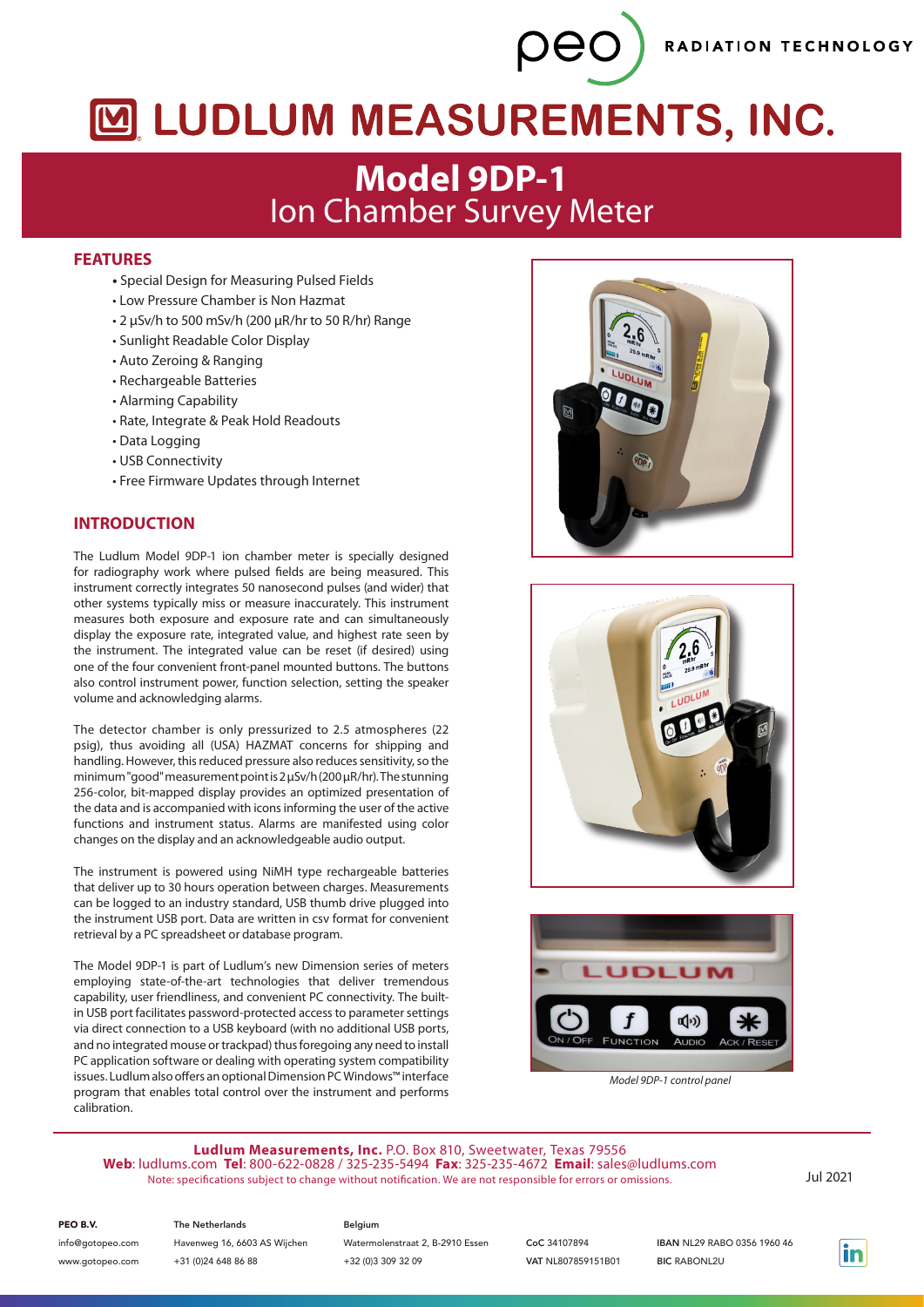# LUDLUM MEASUREMENTS, INC.

## Model 9DP-1
## Ion Chamber Survey Meter

### FEATURES

- Special Design for Measuring Pulsed Fields
- Low Pressure Chamber is Non Hazmat
- 2 µSv/h to 500 mSv/h (200 µR/hr to 50 R/hr) Range
- Sunlight Readable Color Display
- Auto Zeroing & Ranging
- Rechargeable Batteries
- Alarming Capability
- Rate, Integrate & Peak Hold Readouts
- Data Logging
- USB Connectivity
- Free Firmware Updates through Internet

### INTRODUCTION

The Ludlum Model 9DP-1 ion chamber meter is specially designed for radiography work where pulsed fields are being measured. This instrument correctly integrates 50 nanosecond pulses (and wider) that other systems typically miss or measure inaccurately. This instrument measures both exposure and exposure rate and can simultaneously display the exposure rate, integrated value, and highest rate seen by the instrument. The integrated value can be reset (if desired) using one of the four convenient front-panel mounted buttons. The buttons also control instrument power, function selection, setting the speaker volume and acknowledging alarms.

The detector chamber is only pressurized to 2.5 atmospheres (22 psig), thus avoiding all (USA) HAZMAT concerns for shipping and handling. However, this reduced pressure also reduces sensitivity, so the minimum "good" measurement point is 2 µSv/h (200 µR/hr). The stunning 256-color, bit-mapped display provides an optimized presentation of the data and is accompanied with icons informing the user of the active functions and instrument status. Alarms are manifested using color changes on the display and an acknowledgeable audio output.

The instrument is powered using NiMH type rechargeable batteries that deliver up to 30 hours operation between charges. Measurements can be logged to an industry standard, USB thumb drive plugged into the instrument USB port. Data are written in csv format for convenient retrieval by a PC spreadsheet or database program.

The Model 9DP-1 is part of Ludlum's new Dimension series of meters employing state-of-the-art technologies that deliver tremendous capability, user friendliness, and convenient PC connectivity. The built-in USB port facilitates password-protected access to parameter settings via direct connection to a USB keyboard (with no additional USB ports, and no integrated mouse or trackpad) thus foregoing any need to install PC application software or dealing with operating system compatibility issues. Ludlum also offers an optional Dimension PC Windows™ interface program that enables total control over the instrument and performs calibration.

*Model 9DP-1 control panel*

**Ludlum Measurements, Inc.** P.O. Box 810, Sweetwater, Texas 79556
**Web**: ludlums.com **Tel**: 800-622-0828 / 325-235-5494 **Fax**: 325-235-4672 **Email**: sales@ludlums.com
Note: specifications subject to change without notification. We are not responsible for errors or omissions.

Jul 2021

**PEO B.V.** info@gotopeo.com www.gotopeo.com
The Netherlands: Havenweg 16, 6603 AS Wijchen, +31 (0)24 648 86 88
Belgium: Watermolenstraat 2, B-2910 Essen, +32 (0)3 309 32 09
**CoC** 34107894 **VAT** NL807859151B01
**IBAN** NL29 RABO 0356 1960 46 **BIC** RABONL2U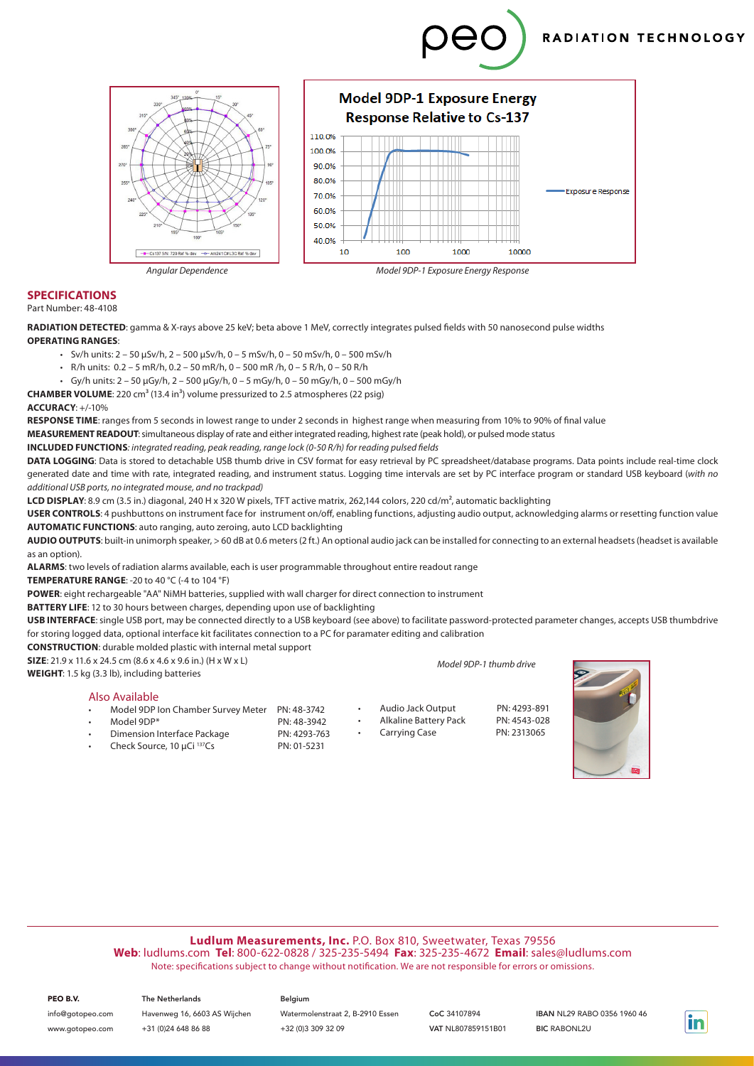RADIATION TECHNOLOGY

Model 9DP-1 Exposure Energy Response Relative to Cs-137

110.0%
100.0%
90.0%
80.0%
70.0%
60.0%
50.0%
40.0%
10
100
1000
10000
Exposure Response

*Angular Dependence*

*Model 9DP-1 Exposure Energy Response*

## SPECIFICATIONS

Part Number: 48-4108

**RADIATION DETECTED**: gamma & X-rays above 25 keV; beta above 1 MeV, correctly integrates pulsed fields with 50 nanosecond pulse widths

**OPERATING RANGES**:

- Sv/h units: 2 – 50 μSv/h, 2 – 500 μSv/h, 0 – 5 mSv/h, 0 – 50 mSv/h, 0 – 500 mSv/h
- R/h units: 0.2 – 5 mR/h, 0.2 – 50 mR/h, 0 – 500 mR /h, 0 – 5 R/h, 0 – 50 R/h
- Gy/h units: 2 – 50 μGy/h, 2 – 500 μGy/h, 0 – 5 mGy/h, 0 – 50 mGy/h, 0 – 500 mGy/h

**CHAMBER VOLUME**: 220 $cm^3$ (13.4 $in^3$) volume pressurized to 2.5 atmospheres (22 psig)

**ACCURACY**: +/-10%

**RESPONSE TIME**: ranges from 5 seconds in lowest range to under 2 seconds in highest range when measuring from 10% to 90% of final value

**MEASUREMENT READOUT**: simultaneous display of rate and either integrated reading, highest rate (peak hold), or pulsed mode status

**INCLUDED FUNCTIONS**: *integrated reading, peak reading, range lock (0-50 R/h) for reading pulsed fields*

**DATA LOGGING**: Data is stored to detachable USB thumb drive in CSV format for easy retrieval by PC spreadsheet/database programs. Data points include real-time clock generated date and time with rate, integrated reading, and instrument status. Logging time intervals are set by PC interface program or standard USB keyboard (*with no additional USB ports, no integrated mouse, and no trackpad)*

**LCD DISPLAY**: 8.9 cm (3.5 in.) diagonal, 240 H x 320 W pixels, TFT active matrix, 262,144 colors, 220 cd/$m^2$, automatic backlighting

**USER CONTROLS**: 4 pushbuttons on instrument face for instrument on/off, enabling functions, adjusting audio output, acknowledging alarms or resetting function value

**AUTOMATIC FUNCTIONS**: auto ranging, auto zeroing, auto LCD backlighting

**AUDIO OUTPUTS**: built-in unimorph speaker, > 60 dB at 0.6 meters (2 ft.) An optional audio jack can be installed for connecting to an external headsets (headset is available as an option).

**ALARMS**: two levels of radiation alarms available, each is user programmable throughout entire readout range

**TEMPERATURE RANGE**: -20 to 40 °C (-4 to 104 °F)

**POWER**: eight rechargeable "AA" NiMH batteries, supplied with wall charger for direct connection to instrument

**BATTERY LIFE**: 12 to 30 hours between charges, depending upon use of backlighting

**USB INTERFACE**: single USB port, may be connected directly to a USB keyboard (see above) to facilitate password-protected parameter changes, accepts USB thumbdrive for storing logged data, optional interface kit facilitates connection to a PC for paramater editing and calibration

**CONSTRUCTION**: durable molded plastic with internal metal support

**SIZE**: 21.9 x 11.6 x 24.5 cm (8.6 x 4.6 x 9.6 in.) (H x W x L)

**WEIGHT**: 1.5 kg (3.3 lb), including batteries

*Model 9DP-1 thumb drive*

### Also Available

| | |
|---|---|
| Model 9DP Ion Chamber Survey Meter | PN: 48-3742 |
| Model 9DP* | PN: 48-3942 |
| Dimension Interface Package | PN: 4293-763 |
| Check Source, 10 μCi $^{137}Cs$ | PN: 01-5231 |
| Audio Jack Output | PN: 4293-891 |
| Alkaline Battery Pack | PN: 4543-028 |
| Carrying Case | PN: 2313065 |

**Ludlum Measurements, Inc.** P.O. Box 810, Sweetwater, Texas 79556

**Web**: ludlums.com **Tel**: 800-622-0828 / 325-235-5494 **Fax**: 325-235-4672 **Email**: sales@ludlums.com

Note: specifications subject to change without notification. We are not responsible for errors or omissions.

**PEO B.V.** info@gotopeo.com www.gotopeo.com

The Netherlands Havenweg 16, 6603 AS Wijchen +31 (0)24 648 86 88

Belgium Watermolenstraat 2, B-2910 Essen +32 (0)3 309 32 09

CoC 34107894 VAT NL807859151B01

IBAN NL29 RABO 0356 1960 46 BIC RABONL2U